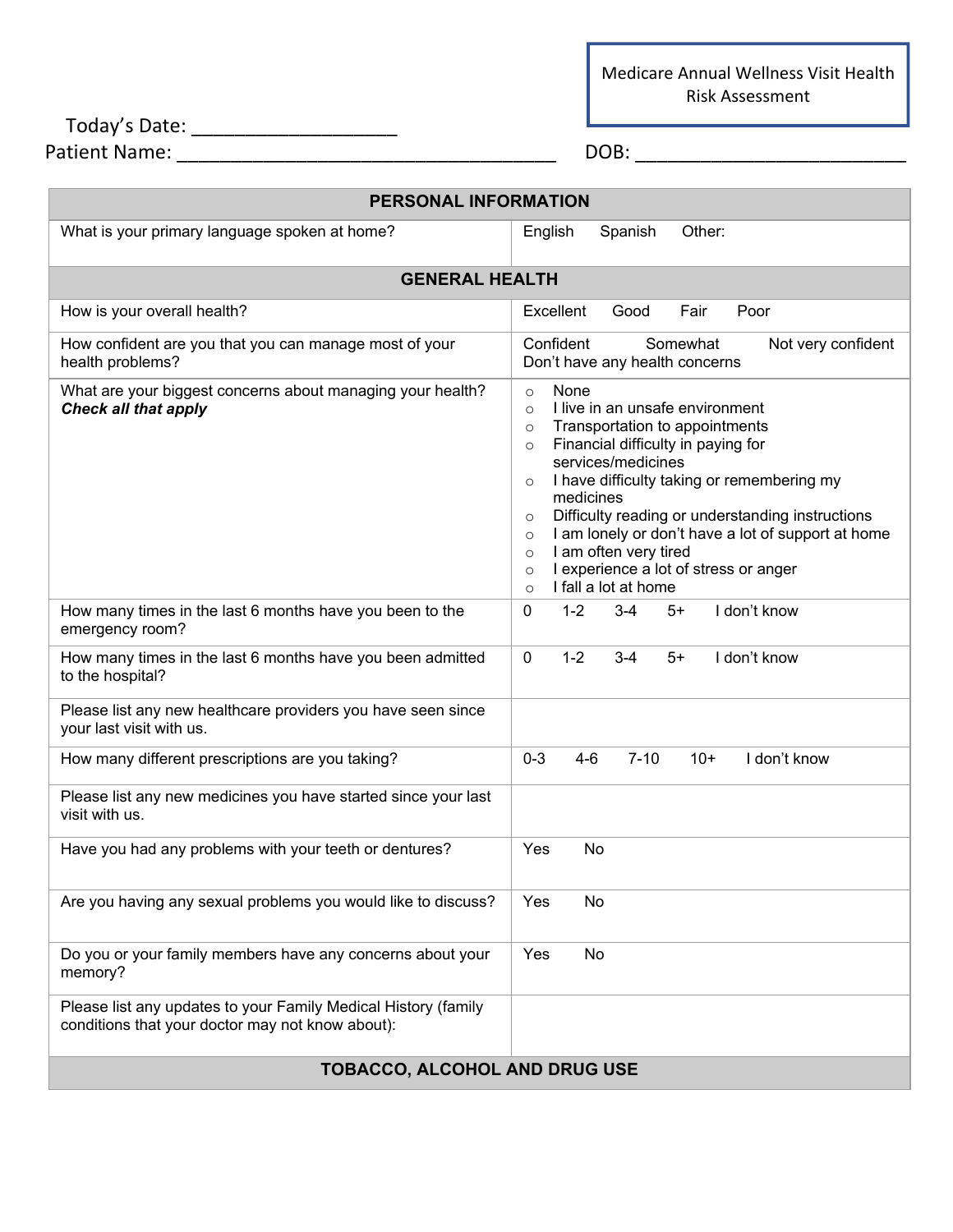Medicare Annual Wellness Visit Health Risk Assessment

Today's Date: ___________________

Patient Name: ____________________________________ DOB: ___________________________

| PERSONAL INFORMATION | |
|---|---|
| What is your primary language spoken at home? | English Spanish Other: |
| **GENERAL HEALTH** | |
| How is your overall health? | Excellent Good Fair Poor |
| How confident are you that you can manage most of your health problems? | Confident Somewhat Not very confident Don't have any health concerns |
| What are your biggest concerns about managing your health? ***Check all that apply*** | ○ None<br>○ I live in an unsafe environment<br>○ Transportation to appointments<br>○ Financial difficulty in paying for services/medicines<br>○ I have difficulty taking or remembering my medicines<br>○ Difficulty reading or understanding instructions<br>○ I am lonely or don't have a lot of support at home<br>○ I am often very tired<br>○ I experience a lot of stress or anger<br>○ I fall a lot at home |
| How many times in the last 6 months have you been to the emergency room? | 0 1-2 3-4 5+ I don't know |
| How many times in the last 6 months have you been admitted to the hospital? | 0 1-2 3-4 5+ I don't know |
| Please list any new healthcare providers you have seen since your last visit with us. | |
| How many different prescriptions are you taking? | 0-3 4-6 7-10 10+ I don't know |
| Please list any new medicines you have started since your last visit with us. | |
| Have you had any problems with your teeth or dentures? | Yes No |
| Are you having any sexual problems you would like to discuss? | Yes No |
| Do you or your family members have any concerns about your memory? | Yes No |
| Please list any updates to your Family Medical History (family conditions that your doctor may not know about): | |
| **TOBACCO, ALCOHOL AND DRUG USE** | |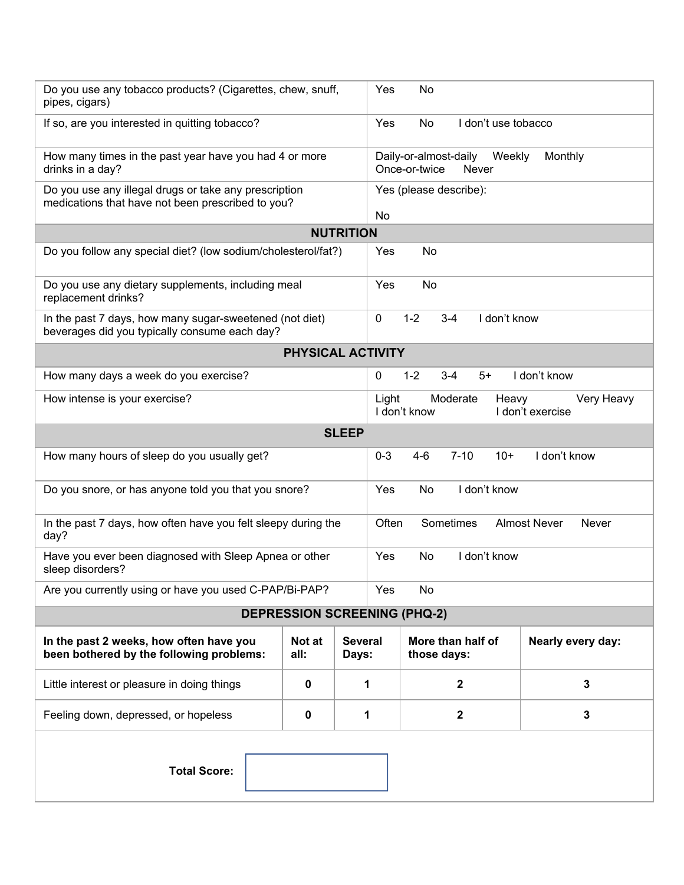| | |
|---|---|
| Do you use any tobacco products? (Cigarettes, chew, snuff, pipes, cigars) | Yes No |
| If so, are you interested in quitting tobacco? | Yes No I don't use tobacco |
| How many times in the past year have you had 4 or more drinks in a day? | Daily-or-almost-daily Weekly Monthly Once-or-twice Never |
| Do you use any illegal drugs or take any prescription medications that have not been prescribed to you? | Yes (please describe): <br><br> No |
| **NUTRITION** | |
| Do you follow any special diet? (low sodium/cholesterol/fat?) | Yes No |
| Do you use any dietary supplements, including meal replacement drinks? | Yes No |
| In the past 7 days, how many sugar-sweetened (not diet) beverages did you typically consume each day? | 0 1-2 3-4 I don't know |
| **PHYSICAL ACTIVITY** | |
| How many days a week do you exercise? | 0 1-2 3-4 5+ I don't know |
| How intense is your exercise? | Light Moderate Heavy Very Heavy I don't know I don't exercise |
| **SLEEP** | |
| How many hours of sleep do you usually get? | 0-3 4-6 7-10 10+ I don't know |
| Do you snore, or has anyone told you that you snore? | Yes No I don't know |
| In the past 7 days, how often have you felt sleepy during the day? | Often Sometimes Almost Never Never |
| Have you ever been diagnosed with Sleep Apnea or other sleep disorders? | Yes No I don't know |
| Are you currently using or have you used C-PAP/Bi-PAP? | Yes No |

## DEPRESSION SCREENING (PHQ-2)

| **In the past 2 weeks, how often have you been bothered by the following problems:** | **Not at all:** | **Several Days:** | **More than half of those days:** | **Nearly every day:** |
|---|---|---|---|---|
| Little interest or pleasure in doing things | **0** | **1** | **2** | **3** |
| Feeling down, depressed, or hopeless | **0** | **1** | **2** | **3** |

**Total Score:**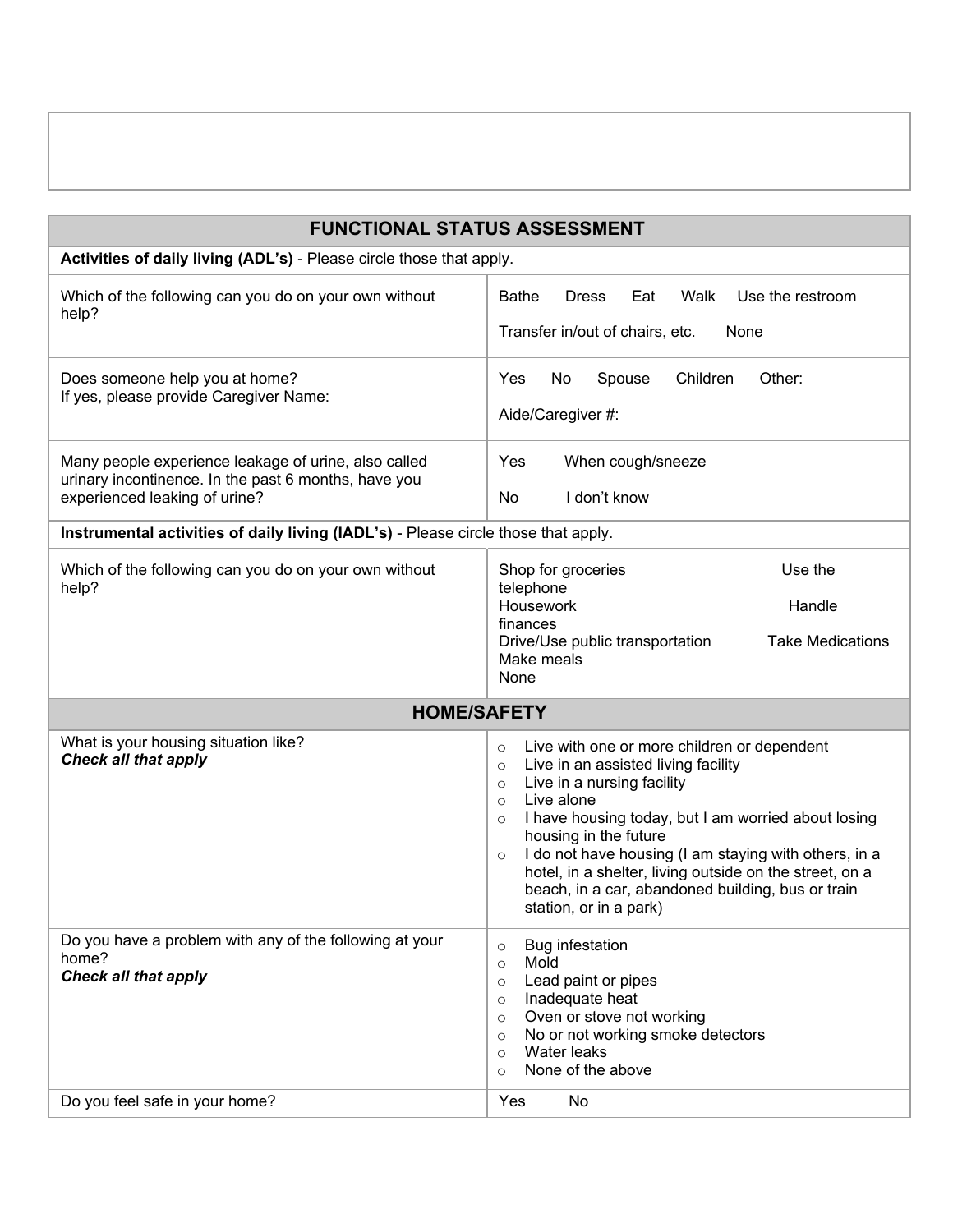| FUNCTIONAL STATUS ASSESSMENT | |
|---|---|
| **Activities of daily living (ADL's)** - Please circle those that apply. | |
| Which of the following can you do on your own without help? | Bathe Dress Eat Walk Use the restroom<br>Transfer in/out of chairs, etc. None |
| Does someone help you at home?<br>If yes, please provide Caregiver Name: | Yes No Spouse Children Other:<br>Aide/Caregiver #: |
| Many people experience leakage of urine, also called urinary incontinence. In the past 6 months, have you experienced leaking of urine? | Yes When cough/sneeze<br>No I don't know |
| **Instrumental activities of daily living (IADL's)** - Please circle those that apply. | |
| Which of the following can you do on your own without help? | Shop for groceries Use the telephone<br>Housework Handle finances<br>Drive/Use public transportation Take Medications<br>Make meals<br>None |

| HOME/SAFETY | |
|---|---|
| What is your housing situation like?<br>***Check all that apply*** | ○ Live with one or more children or dependent<br>○ Live in an assisted living facility<br>○ Live in a nursing facility<br>○ Live alone<br>○ I have housing today, but I am worried about losing housing in the future<br>○ I do not have housing (I am staying with others, in a hotel, in a shelter, living outside on the street, on a beach, in a car, abandoned building, bus or train station, or in a park) |
| Do you have a problem with any of the following at your home?<br>***Check all that apply*** | ○ Bug infestation<br>○ Mold<br>○ Lead paint or pipes<br>○ Inadequate heat<br>○ Oven or stove not working<br>○ No or not working smoke detectors<br>○ Water leaks<br>○ None of the above |
| Do you feel safe in your home? | Yes No |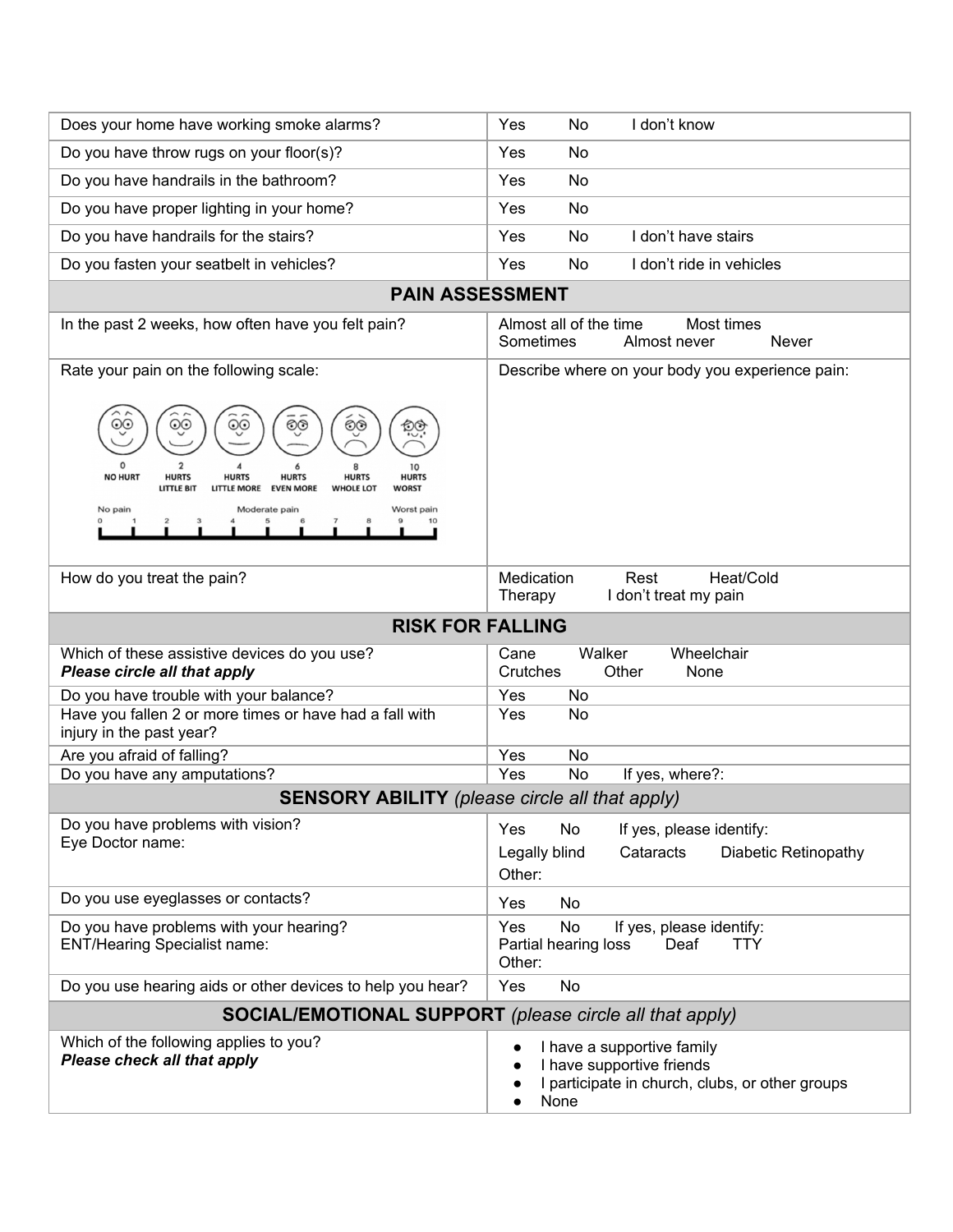| | |
|---|---|
| Does your home have working smoke alarms? | Yes No I don't know |
| Do you have throw rugs on your floor(s)? | Yes No |
| Do you have handrails in the bathroom? | Yes No |
| Do you have proper lighting in your home? | Yes No |
| Do you have handrails for the stairs? | Yes No I don't have stairs |
| Do you fasten your seatbelt in vehicles? | Yes No I don't ride in vehicles |
| **PAIN ASSESSMENT** | |
| In the past 2 weeks, how often have you felt pain? | Almost all of the time Most times Sometimes Almost never Never |
| Rate your pain on the following scale: 0 NO HURT, 2 HURTS LITTLE BIT, 4 HURTS LITTLE MORE, 6 HURTS EVEN MORE, 8 HURTS WHOLE LOT, 10 HURTS WORST. No pain / Moderate pain / Worst pain: 0 1 2 3 4 5 6 7 8 9 10 | Describe where on your body you experience pain: |
| How do you treat the pain? | Medication Rest Heat/Cold Therapy I don't treat my pain |
| **RISK FOR FALLING** | |
| Which of these assistive devices do you use? ***Please circle all that apply*** | Cane Walker Wheelchair Crutches Other None |
| Do you have trouble with your balance? | Yes No |
| Have you fallen 2 or more times or have had a fall with injury in the past year? | Yes No |
| Are you afraid of falling? | Yes No |
| Do you have any amputations? | Yes No If yes, where?: |
| **SENSORY ABILITY** *(please circle all that apply)* | |
| Do you have problems with vision? Eye Doctor name: | Yes No If yes, please identify: Legally blind Cataracts Diabetic Retinopathy Other: |
| Do you use eyeglasses or contacts? | Yes No |
| Do you have problems with your hearing? ENT/Hearing Specialist name: | Yes No If yes, please identify: Partial hearing loss Deaf TTY Other: |
| Do you use hearing aids or other devices to help you hear? | Yes No |
| **SOCIAL/EMOTIONAL SUPPORT** *(please circle all that apply)* | |
| Which of the following applies to you? ***Please check all that apply*** | • I have a supportive family • I have supportive friends • I participate in church, clubs, or other groups • None |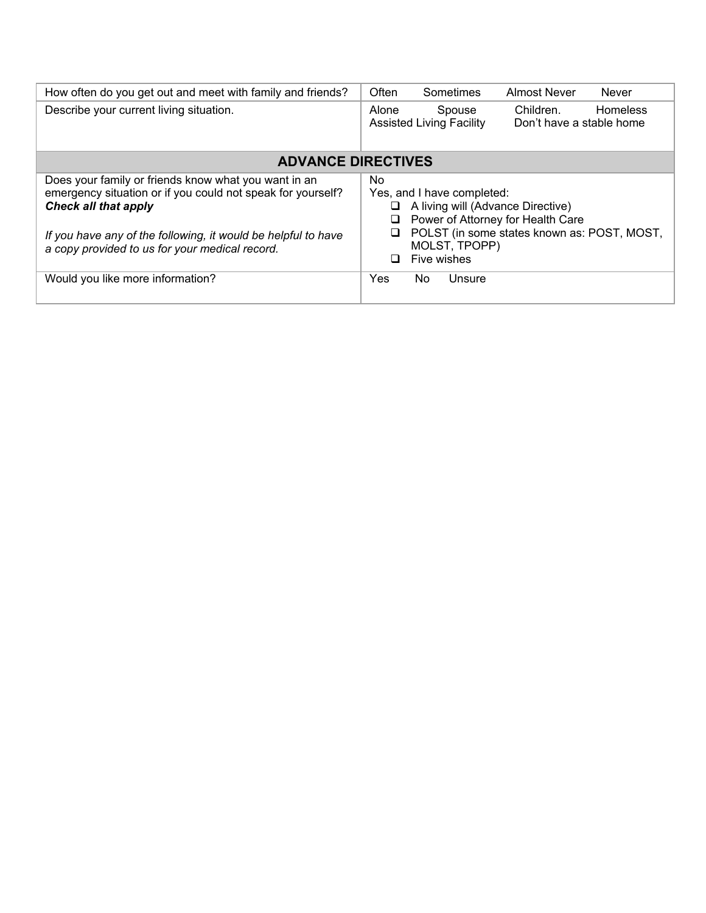| | |
|---|---|
| How often do you get out and meet with family and friends? | Often Sometimes Almost Never Never |
| Describe your current living situation. | Alone Spouse Children. Homeless<br>Assisted Living Facility Don't have a stable home |
| **ADVANCE DIRECTIVES** | |
| Does your family or friends know what you want in an emergency situation or if you could not speak for yourself? ***Check all that apply***<br><br>*If you have any of the following, it would be helpful to have a copy provided to us for your medical record.* | No<br>Yes, and I have completed:<br>☐ A living will (Advance Directive)<br>☐ Power of Attorney for Health Care<br>☐ POLST (in some states known as: POST, MOST, MOLST, TPOPP)<br>☐ Five wishes |
| Would you like more information? | Yes No Unsure |